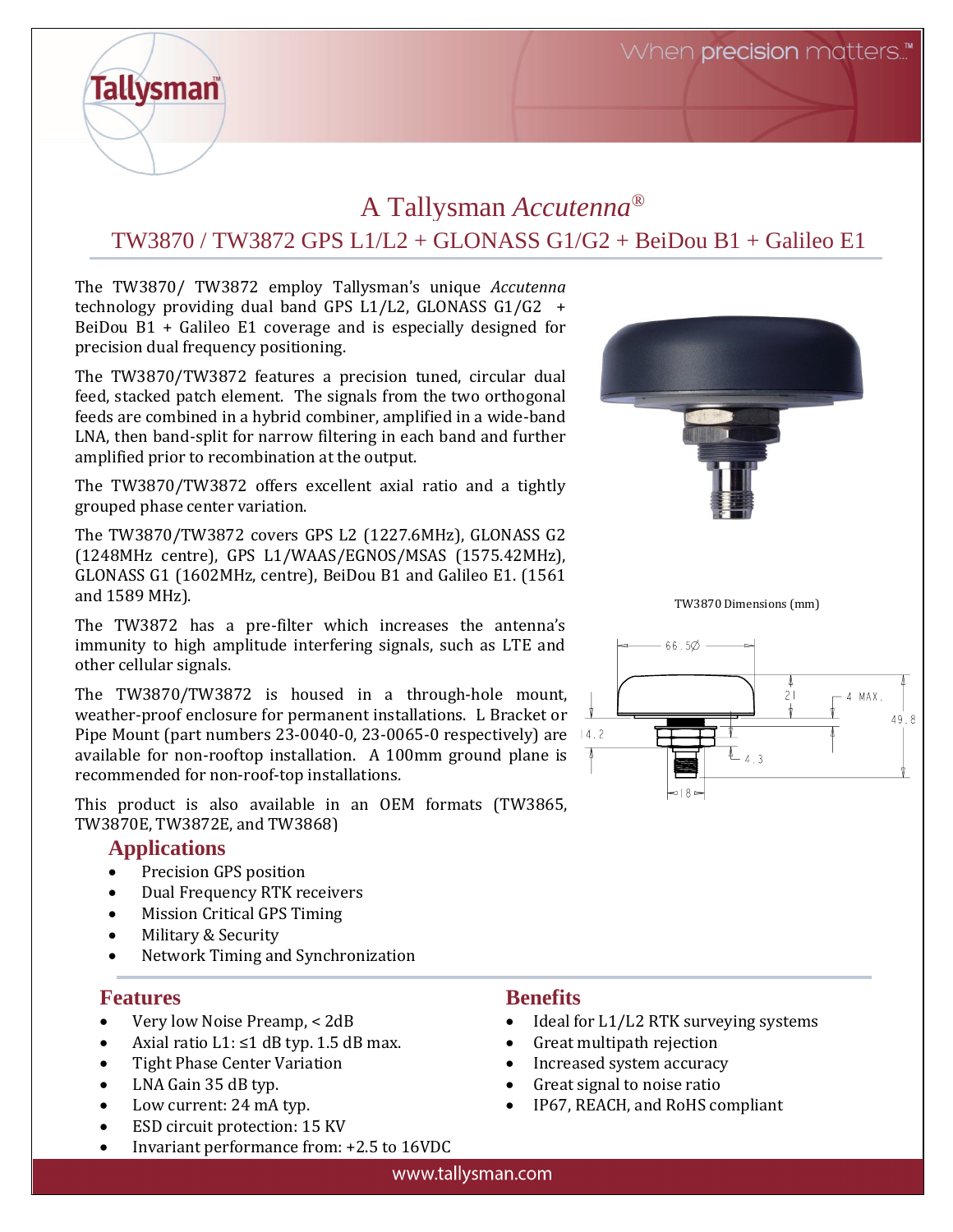# A Tallysman *Accutenna*®

## TW3870 / TW3872 GPS L1/L2 + GLONASS G1/G2 + BeiDou B1 + Galileo E1

The TW3870/ TW3872 employ Tallysman's unique *Accutenna* technology providing dual band GPS L1/L2, GLONASS G1/G2 + BeiDou B1 + Galileo E1 coverage and is especially designed for precision dual frequency positioning.

The TW3870/TW3872 features a precision tuned, circular dual feed, stacked patch element. The signals from the two orthogonal feeds are combined in a hybrid combiner, amplified in a wide-band LNA, then band-split for narrow filtering in each band and further amplified prior to recombination at the output.

The TW3870/TW3872 offers excellent axial ratio and a tightly grouped phase center variation.

The TW3870/TW3872 covers GPS L2 (1227.6MHz), GLONASS G2 (1248MHz centre), GPS L1/WAAS/EGNOS/MSAS (1575.42MHz), GLONASS G1 (1602MHz, centre), BeiDou B1 and Galileo E1. (1561 and 1589 MHz).

The TW3872 has a pre-filter which increases the antenna's immunity to high amplitude interfering signals, such as LTE and other cellular signals.

The TW3870/TW3872 is housed in a through-hole mount, weather-proof enclosure for permanent installations. L Bracket or Pipe Mount (part numbers 23-0040-0, 23-0065-0 respectively) are available for non-rooftop installation. A 100mm ground plane is recommended for non-roof-top installations.

This product is also available in an OEM formats (TW3865, TW3870E, TW3872E, and TW3868)

TW3870 Dimensions (mm)

### Applications

- Precision GPS position
- Dual Frequency RTK receivers
- Mission Critical GPS Timing
- Military & Security
- Network Timing and Synchronization

### Features

- Very low Noise Preamp, < 2dB
- Axial ratio L1: ≤1 dB typ. 1.5 dB max.
- Tight Phase Center Variation
- LNA Gain 35 dB typ.
- Low current: 24 mA typ.
- ESD circuit protection: 15 KV
- Invariant performance from: +2.5 to 16VDC

### Benefits

- Ideal for L1/L2 RTK surveying systems
- Great multipath rejection
- Increased system accuracy
- Great signal to noise ratio
- IP67, REACH, and RoHS compliant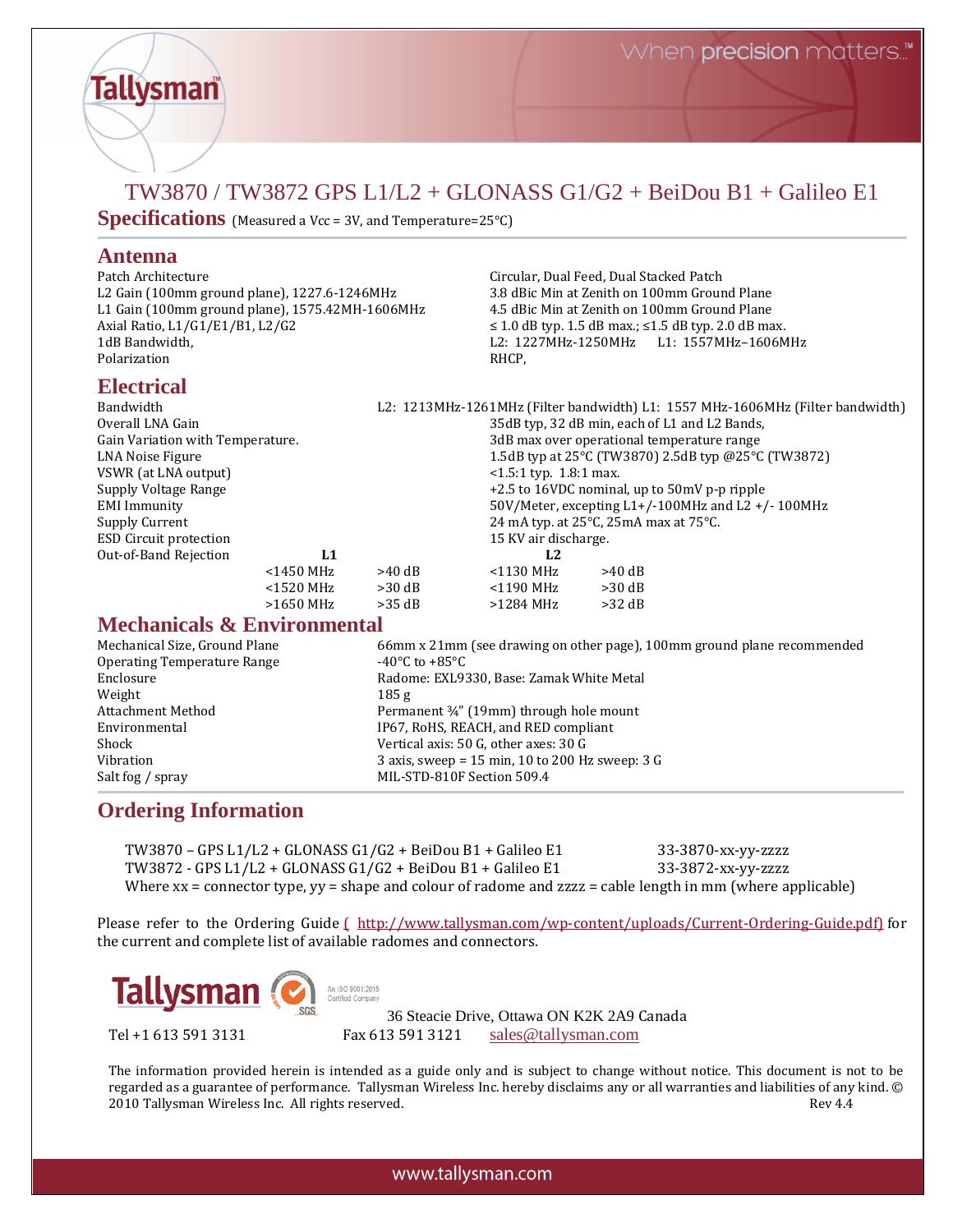# TW3870 / TW3872 GPS L1/L2 + GLONASS G1/G2 + BeiDou B1 + Galileo E1

## Specifications (Measured a Vcc = 3V, and Temperature=25°C)

## Antenna

| | |
|---|---|
| Patch Architecture | Circular, Dual Feed, Dual Stacked Patch |
| L2 Gain (100mm ground plane), 1227.6-1246MHz | 3.8 dBic Min at Zenith on 100mm Ground Plane |
| L1 Gain (100mm ground plane), 1575.42MH-1606MHz | 4.5 dBic Min at Zenith on 100mm Ground Plane |
| Axial Ratio, L1/G1/E1/B1, L2/G2 | ≤ 1.0 dB typ. 1.5 dB max.; ≤1.5 dB typ. 2.0 dB max. |
| 1dB Bandwidth, | L2: 1227MHz-1250MHz L1: 1557MHz–1606MHz |
| Polarization | RHCP, |

## Electrical

| | |
|---|---|
| Bandwidth | L2: 1213MHz-1261MHz (Filter bandwidth) L1: 1557 MHz-1606MHz (Filter bandwidth) |
| Overall LNA Gain | 35dB typ, 32 dB min, each of L1 and L2 Bands, |
| Gain Variation with Temperature. | 3dB max over operational temperature range |
| LNA Noise Figure | 1.5dB typ at 25°C (TW3870) 2.5dB typ @25°C (TW3872) |
| VSWR (at LNA output) | <1.5:1 typ. 1.8:1 max. |
| Supply Voltage Range | +2.5 to 16VDC nominal, up to 50mV p-p ripple |
| EMI Immunity | 50V/Meter, excepting L1+/-100MHz and L2 +/- 100MHz |
| Supply Current | 24 mA typ. at 25°C, 25mA max at 75°C. |
| ESD Circuit protection | 15 KV air discharge. |

| Out-of-Band Rejection | **L1** | | **L2** | |
|---|---|---|---|---|
| | <1450 MHz | >40 dB | <1130 MHz | >40 dB |
| | <1520 MHz | >30 dB | <1190 MHz | >30 dB |
| | >1650 MHz | >35 dB | >1284 MHz | >32 dB |

## Mechanicals & Environmental

| | |
|---|---|
| Mechanical Size, Ground Plane | 66mm x 21mm (see drawing on other page), 100mm ground plane recommended |
| Operating Temperature Range | -40°C to +85°C |
| Enclosure | Radome: EXL9330, Base: Zamak White Metal |
| Weight | 185 g |
| Attachment Method | Permanent ¾" (19mm) through hole mount |
| Environmental | IP67, RoHS, REACH, and RED compliant |
| Shock | Vertical axis: 50 G, other axes: 30 G |
| Vibration | 3 axis, sweep = 15 min, 10 to 200 Hz sweep: 3 G |
| Salt fog / spray | MIL-STD-810F Section 509.4 |

## Ordering Information

TW3870 – GPS L1/L2 + GLONASS G1/G2 + BeiDou B1 + Galileo E1 33-3870-xx-yy-zzzz
TW3872 - GPS L1/L2 + GLONASS G1/G2 + BeiDou B1 + Galileo E1 33-3872-xx-yy-zzzz
Where xx = connector type, yy = shape and colour of radome and zzzz = cable length in mm (where applicable)

Please refer to the Ordering Guide ( http://www.tallysman.com/wp-content/uploads/Current-Ordering-Guide.pdf) for the current and complete list of available radomes and connectors.

Tallysman An ISO 9001:2015 Certified Company

36 Steacie Drive, Ottawa ON K2K 2A9 Canada

Tel +1 613 591 3131 Fax 613 591 3121 sales@tallysman.com

The information provided herein is intended as a guide only and is subject to change without notice. This document is not to be regarded as a guarantee of performance. Tallysman Wireless Inc. hereby disclaims any or all warranties and liabilities of any kind. © 2010 Tallysman Wireless Inc. All rights reserved. Rev 4.4